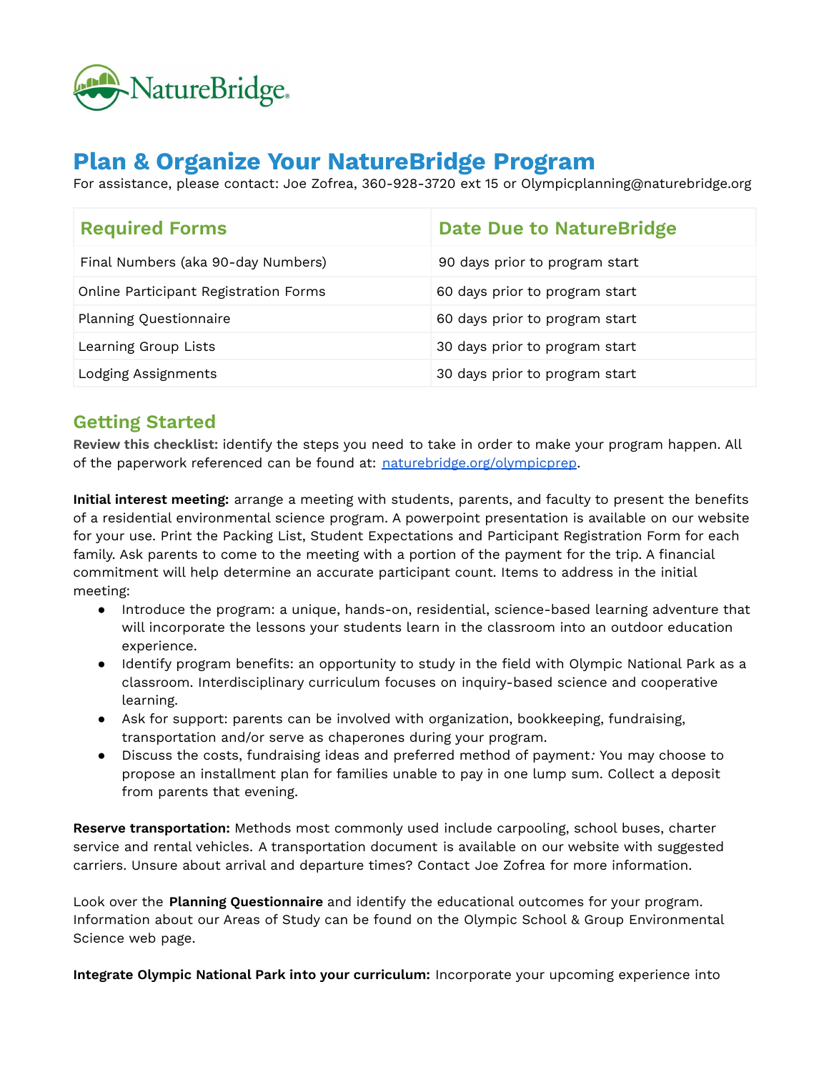# Plan & Organize Your NatureBridge Program

For assistance, please contact: Joe Zofrea, 360-928-3720 ext 15 or Olympicplanning@naturebridge.org

| Required Forms | Date Due to NatureBridge |
| --- | --- |
| Final Numbers (aka 90-day Numbers) | 90 days prior to program start |
| Online Participant Registration Forms | 60 days prior to program start |
| Planning Questionnaire | 60 days prior to program start |
| Learning Group Lists | 30 days prior to program start |
| Lodging Assignments | 30 days prior to program start |

## Getting Started

**Review this checklist:** identify the steps you need to take in order to make your program happen. All of the paperwork referenced can be found at: [naturebridge.org/olympicprep](naturebridge.org/olympicprep).

**Initial interest meeting:** arrange a meeting with students, parents, and faculty to present the benefits of a residential environmental science program. A powerpoint presentation is available on our website for your use. Print the Packing List, Student Expectations and Participant Registration Form for each family. Ask parents to come to the meeting with a portion of the payment for the trip. A financial commitment will help determine an accurate participant count. Items to address in the initial meeting:

- Introduce the program: a unique, hands-on, residential, science-based learning adventure that will incorporate the lessons your students learn in the classroom into an outdoor education experience.
- Identify program benefits: an opportunity to study in the field with Olympic National Park as a classroom. Interdisciplinary curriculum focuses on inquiry-based science and cooperative learning.
- Ask for support: parents can be involved with organization, bookkeeping, fundraising, transportation and/or serve as chaperones during your program.
- Discuss the costs, fundraising ideas and preferred method of payment*:* You may choose to propose an installment plan for families unable to pay in one lump sum. Collect a deposit from parents that evening.

**Reserve transportation:** Methods most commonly used include carpooling, school buses, charter service and rental vehicles. A transportation document is available on our website with suggested carriers. Unsure about arrival and departure times? Contact Joe Zofrea for more information.

Look over the **Planning Questionnaire** and identify the educational outcomes for your program. Information about our Areas of Study can be found on the Olympic School & Group Environmental Science web page.

**Integrate Olympic National Park into your curriculum:** Incorporate your upcoming experience into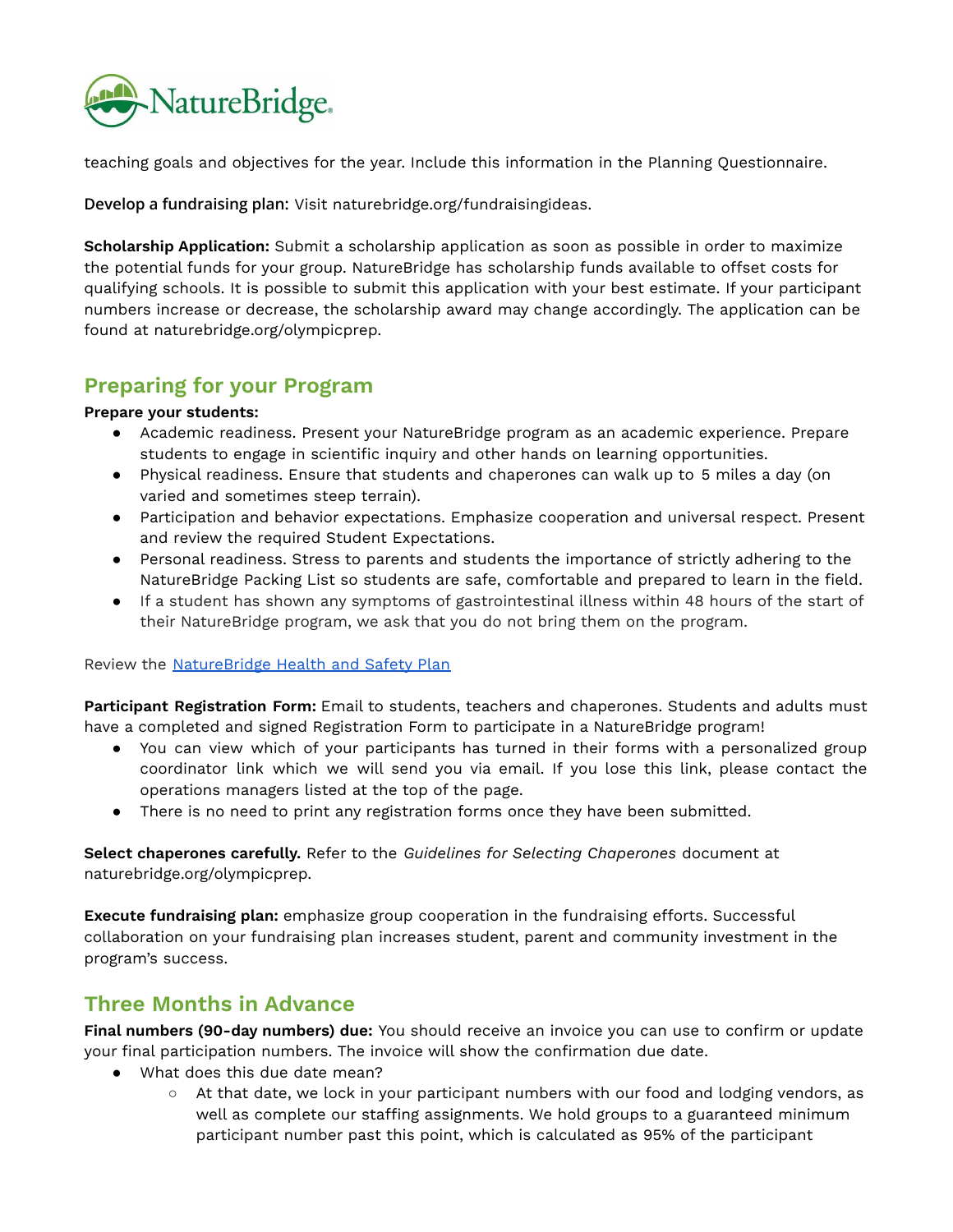teaching goals and objectives for the year. Include this information in the Planning Questionnaire.

**Develop a fundraising plan:** Visit naturebridge.org/fundraisingideas.

**Scholarship Application:** Submit a scholarship application as soon as possible in order to maximize the potential funds for your group. NatureBridge has scholarship funds available to offset costs for qualifying schools. It is possible to submit this application with your best estimate. If your participant numbers increase or decrease, the scholarship award may change accordingly. The application can be found at naturebridge.org/olympicprep.

## Preparing for your Program

**Prepare your students:**

- Academic readiness. Present your NatureBridge program as an academic experience. Prepare students to engage in scientific inquiry and other hands on learning opportunities.
- Physical readiness. Ensure that students and chaperones can walk up to 5 miles a day (on varied and sometimes steep terrain).
- Participation and behavior expectations. Emphasize cooperation and universal respect. Present and review the required Student Expectations.
- Personal readiness. Stress to parents and students the importance of strictly adhering to the NatureBridge Packing List so students are safe, comfortable and prepared to learn in the field.
- If a student has shown any symptoms of gastrointestinal illness within 48 hours of the start of their NatureBridge program, we ask that you do not bring them on the program.

Review the NatureBridge Health and Safety Plan

**Participant Registration Form:** Email to students, teachers and chaperones. Students and adults must have a completed and signed Registration Form to participate in a NatureBridge program!

- You can view which of your participants has turned in their forms with a personalized group coordinator link which we will send you via email. If you lose this link, please contact the operations managers listed at the top of the page.
- There is no need to print any registration forms once they have been submitted.

**Select chaperones carefully.** Refer to the *Guidelines for Selecting Chaperones* document at naturebridge.org/olympicprep.

**Execute fundraising plan:** emphasize group cooperation in the fundraising efforts. Successful collaboration on your fundraising plan increases student, parent and community investment in the program's success.

## Three Months in Advance

**Final numbers (90-day numbers) due:** You should receive an invoice you can use to confirm or update your final participation numbers. The invoice will show the confirmation due date.

- What does this due date mean?
  - At that date, we lock in your participant numbers with our food and lodging vendors, as well as complete our staffing assignments. We hold groups to a guaranteed minimum participant number past this point, which is calculated as 95% of the participant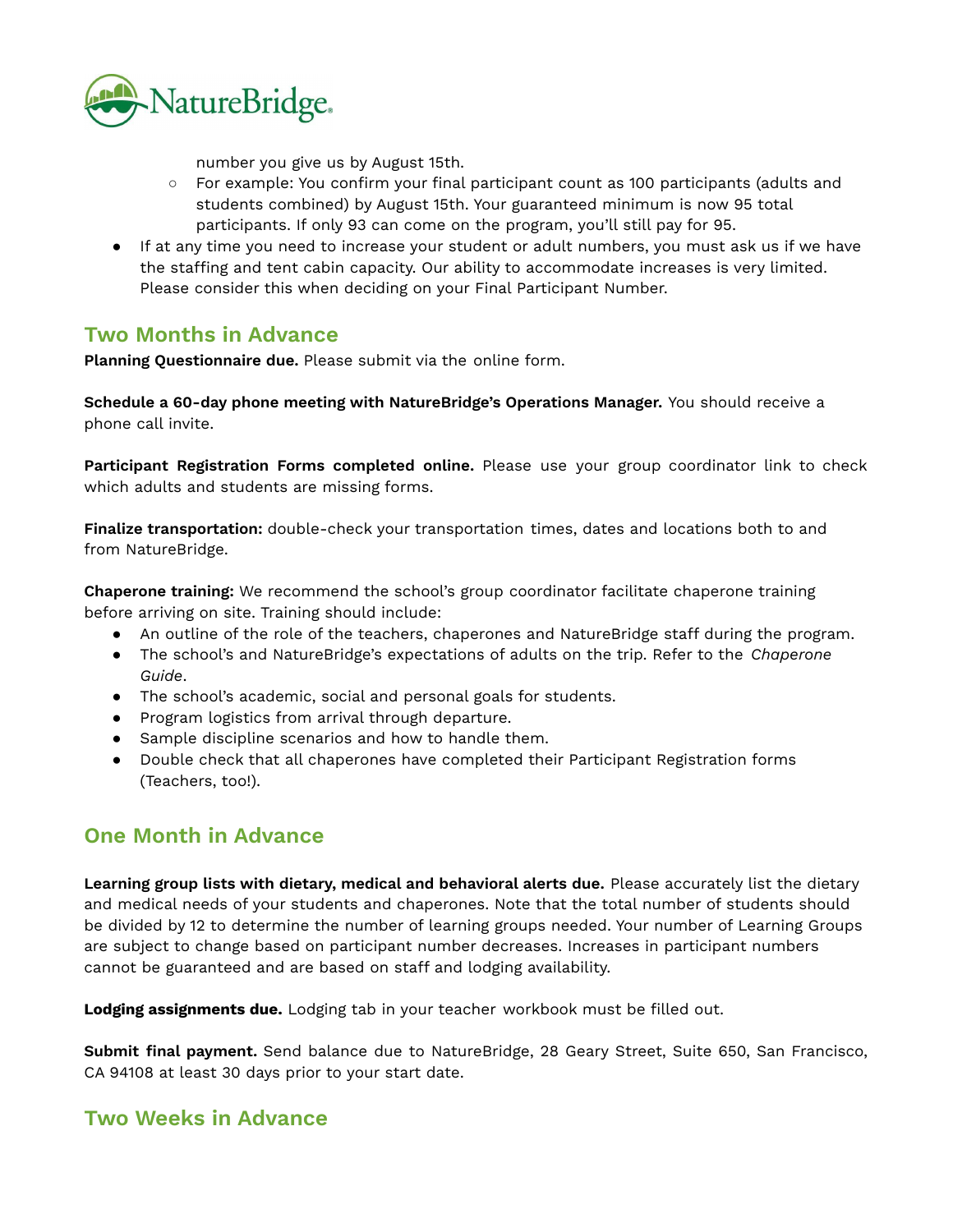number you give us by August 15th.
   - For example: You confirm your final participant count as 100 participants (adults and students combined) by August 15th. Your guaranteed minimum is now 95 total participants. If only 93 can come on the program, you'll still pay for 95.
- If at any time you need to increase your student or adult numbers, you must ask us if we have the staffing and tent cabin capacity. Our ability to accommodate increases is very limited. Please consider this when deciding on your Final Participant Number.

## Two Months in Advance

**Planning Questionnaire due.** Please submit via the online form.

**Schedule a 60-day phone meeting with NatureBridge's Operations Manager.** You should receive a phone call invite.

**Participant Registration Forms completed online.** Please use your group coordinator link to check which adults and students are missing forms.

**Finalize transportation:** double-check your transportation times, dates and locations both to and from NatureBridge.

**Chaperone training:** We recommend the school's group coordinator facilitate chaperone training before arriving on site. Training should include:

- An outline of the role of the teachers, chaperones and NatureBridge staff during the program.
- The school's and NatureBridge's expectations of adults on the trip. Refer to the *Chaperone Guide*.
- The school's academic, social and personal goals for students.
- Program logistics from arrival through departure.
- Sample discipline scenarios and how to handle them.
- Double check that all chaperones have completed their Participant Registration forms (Teachers, too!).

## One Month in Advance

**Learning group lists with dietary, medical and behavioral alerts due.** Please accurately list the dietary and medical needs of your students and chaperones. Note that the total number of students should be divided by 12 to determine the number of learning groups needed. Your number of Learning Groups are subject to change based on participant number decreases. Increases in participant numbers cannot be guaranteed and are based on staff and lodging availability.

**Lodging assignments due.** Lodging tab in your teacher workbook must be filled out.

**Submit final payment.** Send balance due to NatureBridge, 28 Geary Street, Suite 650, San Francisco, CA 94108 at least 30 days prior to your start date.

## Two Weeks in Advance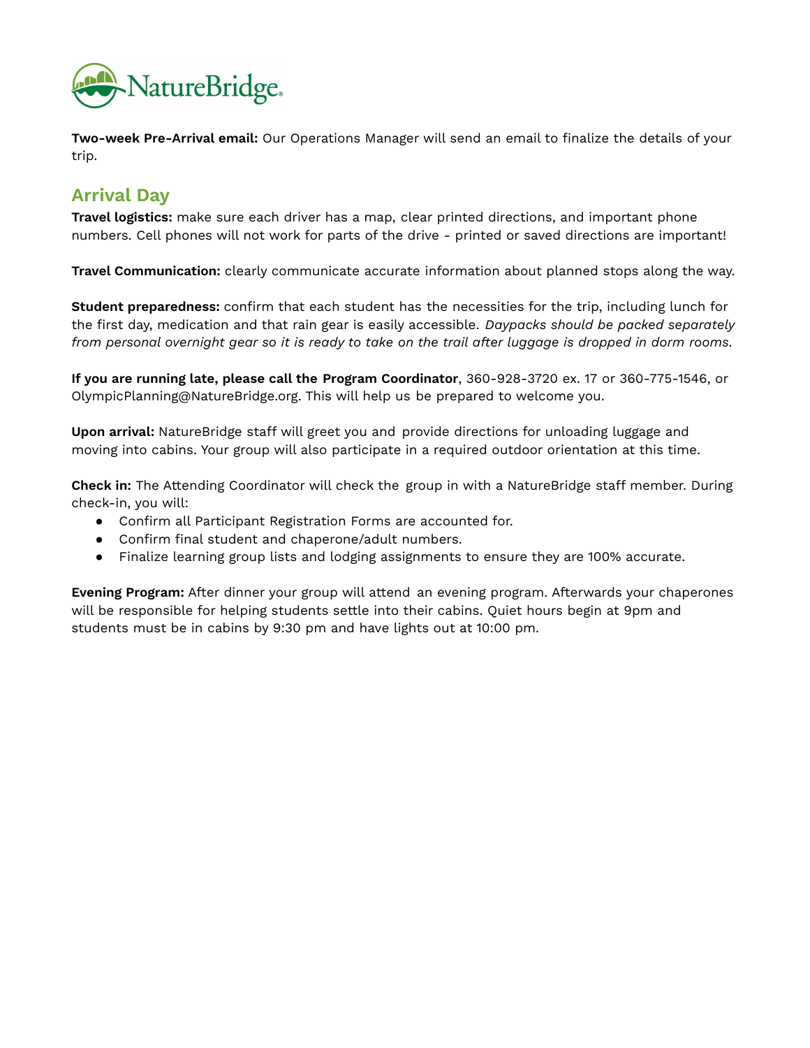**Two-week Pre-Arrival email:** Our Operations Manager will send an email to finalize the details of your trip.

## Arrival Day

**Travel logistics:** make sure each driver has a map, clear printed directions, and important phone numbers. Cell phones will not work for parts of the drive - printed or saved directions are important!

**Travel Communication:** clearly communicate accurate information about planned stops along the way.

**Student preparedness:** confirm that each student has the necessities for the trip, including lunch for the first day, medication and that rain gear is easily accessible. *Daypacks should be packed separately from personal overnight gear so it is ready to take on the trail after luggage is dropped in dorm rooms.*

**If you are running late, please call the Program Coordinator**, 360-928-3720 ex. 17 or 360-775-1546, or OlympicPlanning@NatureBridge.org. This will help us be prepared to welcome you.

**Upon arrival:** NatureBridge staff will greet you and provide directions for unloading luggage and moving into cabins. Your group will also participate in a required outdoor orientation at this time.

**Check in:** The Attending Coordinator will check the group in with a NatureBridge staff member. During check-in, you will:

- Confirm all Participant Registration Forms are accounted for.
- Confirm final student and chaperone/adult numbers.
- Finalize learning group lists and lodging assignments to ensure they are 100% accurate.

**Evening Program:** After dinner your group will attend an evening program. Afterwards your chaperones will be responsible for helping students settle into their cabins. Quiet hours begin at 9pm and students must be in cabins by 9:30 pm and have lights out at 10:00 pm.